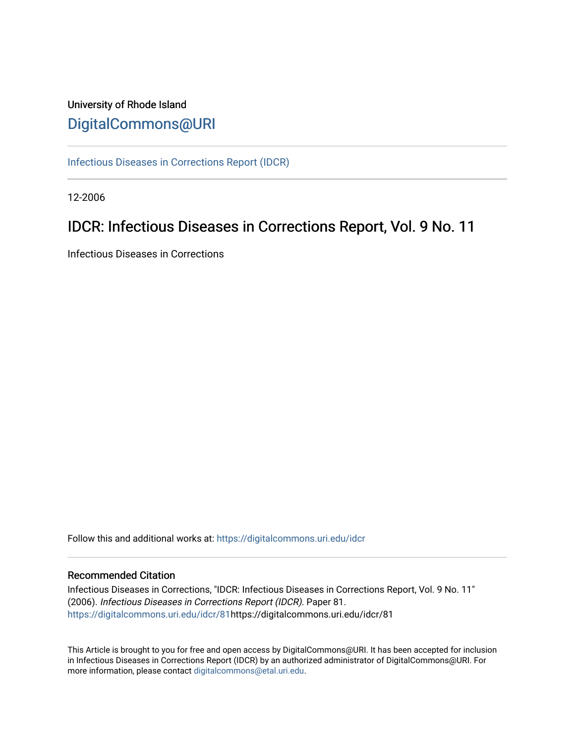University of Rhode Island

# DigitalCommons@URI

Infectious Diseases in Corrections Report (IDCR)

12-2006

## IDCR: Infectious Diseases in Corrections Report, Vol. 9 No. 11

Infectious Diseases in Corrections

Follow this and additional works at: https://digitalcommons.uri.edu/idcr

### Recommended Citation

Infectious Diseases in Corrections, "IDCR: Infectious Diseases in Corrections Report, Vol. 9 No. 11" (2006). *Infectious Diseases in Corrections Report (IDCR).* Paper 81.
https://digitalcommons.uri.edu/idcr/81https://digitalcommons.uri.edu/idcr/81

This Article is brought to you for free and open access by DigitalCommons@URI. It has been accepted for inclusion in Infectious Diseases in Corrections Report (IDCR) by an authorized administrator of DigitalCommons@URI. For more information, please contact digitalcommons@etal.uri.edu.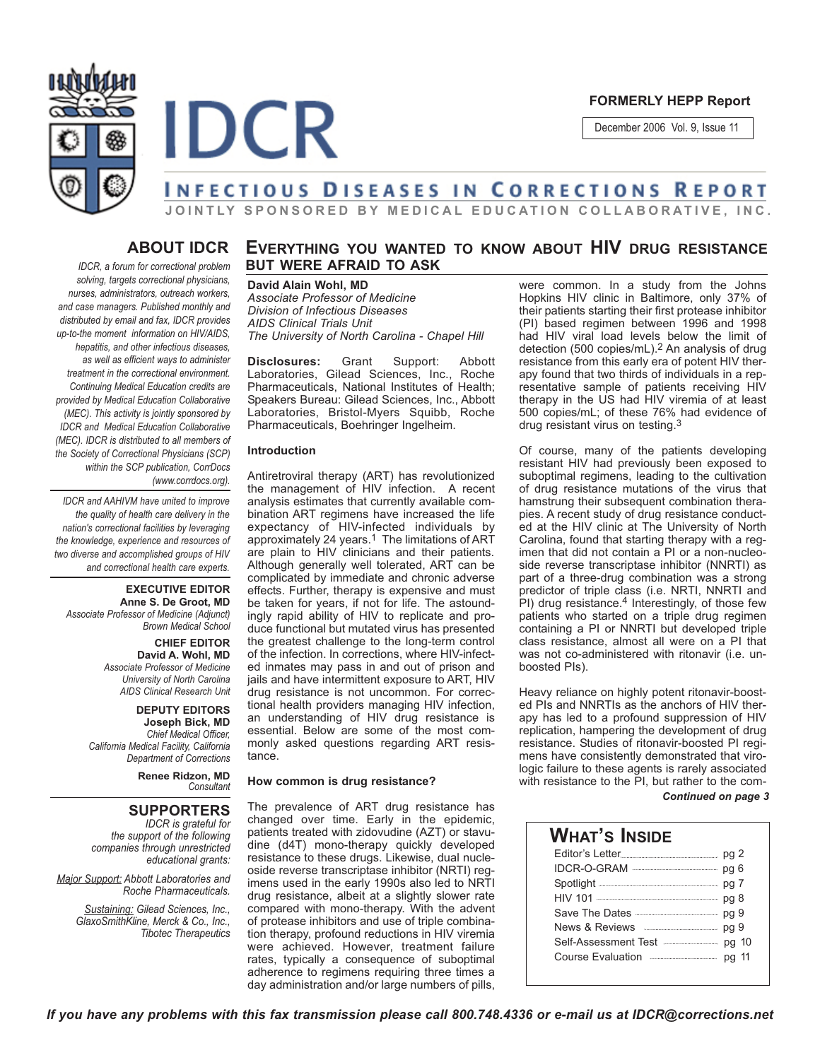FORMERLY HEPP Report

December 2006 Vol. 9, Issue 11

# IDCR

## INFECTIOUS DISEASES IN CORRECTIONS REPORT

JOINTLY SPONSORED BY MEDICAL EDUCATION COLLABORATIVE, INC.

## ABOUT IDCR

*IDCR, a forum for correctional problem solving, targets correctional physicians, nurses, administrators, outreach workers, and case managers. Published monthly and distributed by email and fax, IDCR provides up-to-the moment information on HIV/AIDS, hepatitis, and other infectious diseases, as well as efficient ways to administer treatment in the correctional environment. Continuing Medical Education credits are provided by Medical Education Collaborative (MEC). This activity is jointly sponsored by IDCR and Medical Education Collaborative (MEC). IDCR is distributed to all members of the Society of Correctional Physicians (SCP) within the SCP publication, CorrDocs (www.corrdocs.org).*

*IDCR and AAHIVM have united to improve the quality of health care delivery in the nation's correctional facilities by leveraging the knowledge, experience and resources of two diverse and accomplished groups of HIV and correctional health care experts.*

**EXECUTIVE EDITOR**
**Anne S. De Groot, MD**
*Associate Professor of Medicine (Adjunct)*
*Brown Medical School*

**CHIEF EDITOR**
**David A. Wohl, MD**
*Associate Professor of Medicine*
*University of North Carolina*
*AIDS Clinical Research Unit*

**DEPUTY EDITORS**
**Joseph Bick, MD**
*Chief Medical Officer,*
*California Medical Facility, California Department of Corrections*

**Renee Ridzon, MD**
*Consultant*

## SUPPORTERS

*IDCR is grateful for the support of the following companies through unrestricted educational grants:*

*Major Support: Abbott Laboratories and Roche Pharmaceuticals.*

*Sustaining: Gilead Sciences, Inc., GlaxoSmithKline, Merck & Co., Inc., Tibotec Therapeutics*

## EVERYTHING YOU WANTED TO KNOW ABOUT HIV DRUG RESISTANCE BUT WERE AFRAID TO ASK

**David Alain Wohl, MD**
*Associate Professor of Medicine*
*Division of Infectious Diseases*
*AIDS Clinical Trials Unit*
*The University of North Carolina - Chapel Hill*

**Disclosures:** Grant Support: Abbott Laboratories, Gilead Sciences, Inc., Roche Pharmaceuticals, National Institutes of Health; Speakers Bureau: Gilead Sciences, Inc., Abbott Laboratories, Bristol-Myers Squibb, Roche Pharmaceuticals, Boehringer Ingelheim.

### Introduction

Antiretroviral therapy (ART) has revolutionized the management of HIV infection. A recent analysis estimates that currently available combination ART regimens have increased the life expectancy of HIV-infected individuals by approximately 24 years.[1] The limitations of ART are plain to HIV clinicians and their patients. Although generally well tolerated, ART can be complicated by immediate and chronic adverse effects. Further, therapy is expensive and must be taken for years, if not for life. The astoundingly rapid ability of HIV to replicate and produce functional but mutated virus has presented the greatest challenge to the long-term control of the infection. In corrections, where HIV-infected inmates may pass in and out of prison and jails and have intermittent exposure to ART, HIV drug resistance is not uncommon. For correctional health providers managing HIV infection, an understanding of HIV drug resistance is essential. Below are some of the most commonly asked questions regarding ART resistance.

### How common is drug resistance?

The prevalence of ART drug resistance has changed over time. Early in the epidemic, patients treated with zidovudine (AZT) or stavudine (d4T) mono-therapy quickly developed resistance to these drugs. Likewise, dual nucleoside reverse transcriptase inhibitor (NRTI) regimens used in the early 1990s also led to NRTI drug resistance, albeit at a slightly slower rate compared with mono-therapy. With the advent of protease inhibitors and use of triple combination therapy, profound reductions in HIV viremia were achieved. However, treatment failure rates, typically a consequence of suboptimal adherence to regimens requiring three times a day administration and/or large numbers of pills, were common. In a study from the Johns Hopkins HIV clinic in Baltimore, only 37% of their patients starting their first protease inhibitor (PI) based regimen between 1996 and 1998 had HIV viral load levels below the limit of detection (500 copies/mL).[2] An analysis of drug resistance from this early era of potent HIV therapy found that two thirds of individuals in a representative sample of patients receiving HIV therapy in the US had HIV viremia of at least 500 copies/mL; of these 76% had evidence of drug resistant virus on testing.[3]

Of course, many of the patients developing resistant HIV had previously been exposed to suboptimal regimens, leading to the cultivation of drug resistance mutations of the virus that hamstrung their subsequent combination therapies. A recent study of drug resistance conducted at the HIV clinic at The University of North Carolina, found that starting therapy with a regimen that did not contain a PI or a non-nucleoside reverse transcriptase inhibitor (NNRTI) as part of a three-drug combination was a strong predictor of triple class (i.e. NRTI, NNRTI and PI) drug resistance.[4] Interestingly, of those few patients who started on a triple drug regimen containing a PI or NNRTI but developed triple class resistance, almost all were on a PI that was not co-administered with ritonavir (i.e. unboosted PIs).

Heavy reliance on highly potent ritonavir-boosted PIs and NNRTIs as the anchors of HIV therapy has led to a profound suppression of HIV replication, hampering the development of drug resistance. Studies of ritonavir-boosted PI regimens have consistently demonstrated that virologic failure to these agents is rarely associated with resistance to the PI, but rather to the com-

***Continued on page 3***

## WHAT'S INSIDE

| | |
|---|---|
| Editor's Letter | pg 2 |
| IDCR-O-GRAM | pg 6 |
| Spotlight | pg 7 |
| HIV 101 | pg 8 |
| Save The Dates | pg 9 |
| News & Reviews | pg 9 |
| Self-Assessment Test | pg 10 |
| Course Evaluation | pg 11 |

***If you have any problems with this fax transmission please call 800.748.4336 or e-mail us at IDCR@corrections.net***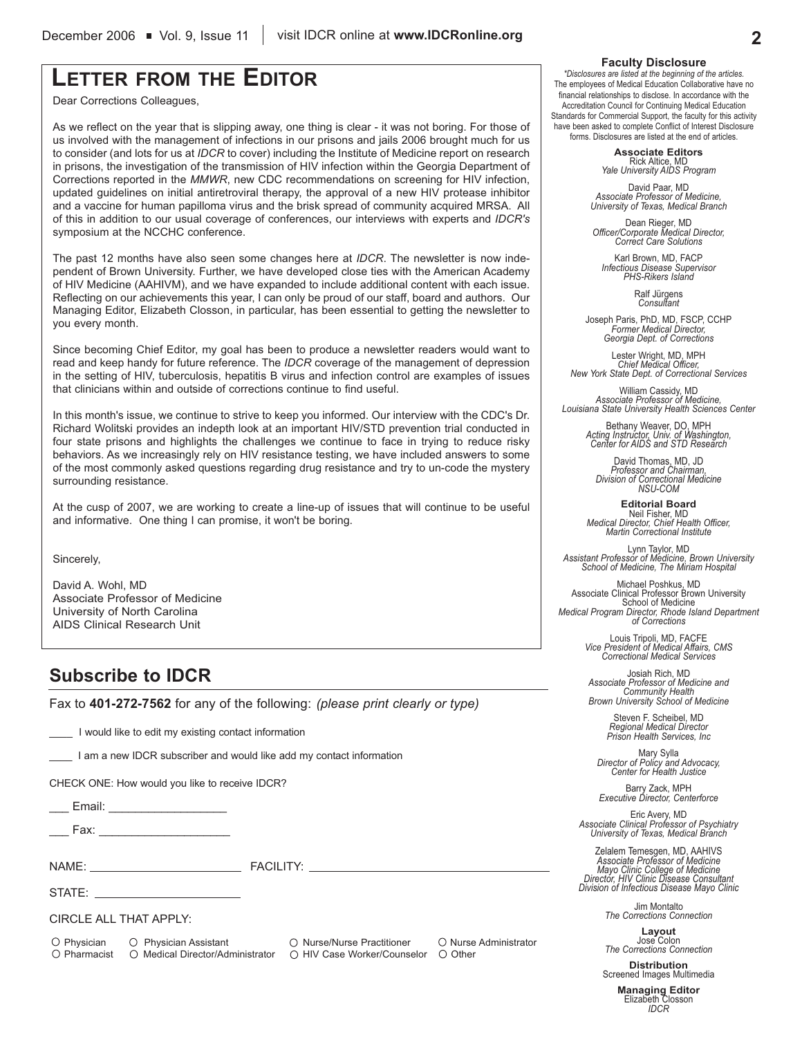# Letter from the Editor

Dear Corrections Colleagues,

As we reflect on the year that is slipping away, one thing is clear - it was not boring. For those of us involved with the management of infections in our prisons and jails 2006 brought much for us to consider (and lots for us at *IDCR* to cover) including the Institute of Medicine report on research in prisons, the investigation of the transmission of HIV infection within the Georgia Department of Corrections reported in the *MMWR*, new CDC recommendations on screening for HIV infection, updated guidelines on initial antiretroviral therapy, the approval of a new HIV protease inhibitor and a vaccine for human papilloma virus and the brisk spread of community acquired MRSA. All of this in addition to our usual coverage of conferences, our interviews with experts and *IDCR's* symposium at the NCCHC conference.

The past 12 months have also seen some changes here at *IDCR*. The newsletter is now independent of Brown University. Further, we have developed close ties with the American Academy of HIV Medicine (AAHIVM), and we have expanded to include additional content with each issue. Reflecting on our achievements this year, I can only be proud of our staff, board and authors. Our Managing Editor, Elizabeth Closson, in particular, has been essential to getting the newsletter to you every month.

Since becoming Chief Editor, my goal has been to produce a newsletter readers would want to read and keep handy for future reference. The *IDCR* coverage of the management of depression in the setting of HIV, tuberculosis, hepatitis B virus and infection control are examples of issues that clinicians within and outside of corrections continue to find useful.

In this month's issue, we continue to strive to keep you informed. Our interview with the CDC's Dr. Richard Wolitski provides an indepth look at an important HIV/STD prevention trial conducted in four state prisons and highlights the challenges we continue to face in trying to reduce risky behaviors. As we increasingly rely on HIV resistance testing, we have included answers to some of the most commonly asked questions regarding drug resistance and try to un-code the mystery surrounding resistance.

At the cusp of 2007, we are working to create a line-up of issues that will continue to be useful and informative. One thing I can promise, it won't be boring.

Sincerely,

David A. Wohl, MD
Associate Professor of Medicine
University of North Carolina
AIDS Clinical Research Unit

## Subscribe to IDCR

Fax to **401-272-7562** for any of the following: *(please print clearly or type)*

____ I would like to edit my existing contact information

____ I am a new IDCR subscriber and would like add my contact information

CHECK ONE: How would you like to receive IDCR?

___ Email: __________________

___ Fax: ____________________

NAME: ______________________ FACILITY: ____________________________________

STATE: ______________________

CIRCLE ALL THAT APPLY:

○ Physician ○ Physician Assistant ○ Nurse/Nurse Practitioner ○ Nurse Administrator
○ Pharmacist ○ Medical Director/Administrator ○ HIV Case Worker/Counselor ○ Other

**Faculty Disclosure**

*\*Disclosures are listed at the beginning of the articles.*
The employees of Medical Education Collaborative have no financial relationships to disclose. In accordance with the Accreditation Council for Continuing Medical Education Standards for Commercial Support, the faculty for this activity have been asked to complete Conflict of Interest Disclosure forms. Disclosures are listed at the end of articles.

**Associate Editors**

Rick Altice, MD
*Yale University AIDS Program*

David Paar, MD
*Associate Professor of Medicine, University of Texas, Medical Branch*

Dean Rieger, MD
*Officer/Corporate Medical Director, Correct Care Solutions*

Karl Brown, MD, FACP
*Infectious Disease Supervisor PHS-Rikers Island*

Ralf Jürgens
*Consultant*

Joseph Paris, PhD, MD, FSCP, CCHP
*Former Medical Director, Georgia Dept. of Corrections*

Lester Wright, MD, MPH
*Chief Medical Officer, New York State Dept. of Correctional Services*

William Cassidy, MD
*Associate Professor of Medicine, Louisiana State University Health Sciences Center*

Bethany Weaver, DO, MPH
*Acting Instructor, Univ. of Washington, Center for AIDS and STD Research*

David Thomas, MD, JD
*Professor and Chairman, Division of Correctional Medicine NSU-COM*

**Editorial Board**

Neil Fisher, MD
*Medical Director, Chief Health Officer, Martin Correctional Institute*

Lynn Taylor, MD
*Assistant Professor of Medicine, Brown University School of Medicine, The Miriam Hospital*

Michael Poshkus, MD
Associate Clinical Professor Brown University School of Medicine
*Medical Program Director, Rhode Island Department of Corrections*

Louis Tripoli, MD, FACFE
*Vice President of Medical Affairs, CMS Correctional Medical Services*

Josiah Rich, MD
*Associate Professor of Medicine and Community Health Brown University School of Medicine*

Steven F. Scheibel, MD
*Regional Medical Director Prison Health Services, Inc*

Mary Sylla
*Director of Policy and Advocacy, Center for Health Justice*

Barry Zack, MPH
*Executive Director, Centerforce*

Eric Avery, MD
*Associate Clinical Professor of Psychiatry University of Texas, Medical Branch*

Zelalem Temesgen, MD, AAHIVS
*Associate Professor of Medicine Mayo Clinic College of Medicine Director, HIV Clinic Disease Consultant Division of Infectious Disease Mayo Clinic*

Jim Montalto
*The Corrections Connection*

**Layout**

Jose Colon
*The Corrections Connection*

**Distribution**

Screened Images Multimedia

**Managing Editor**

Elizabeth Closson
*IDCR*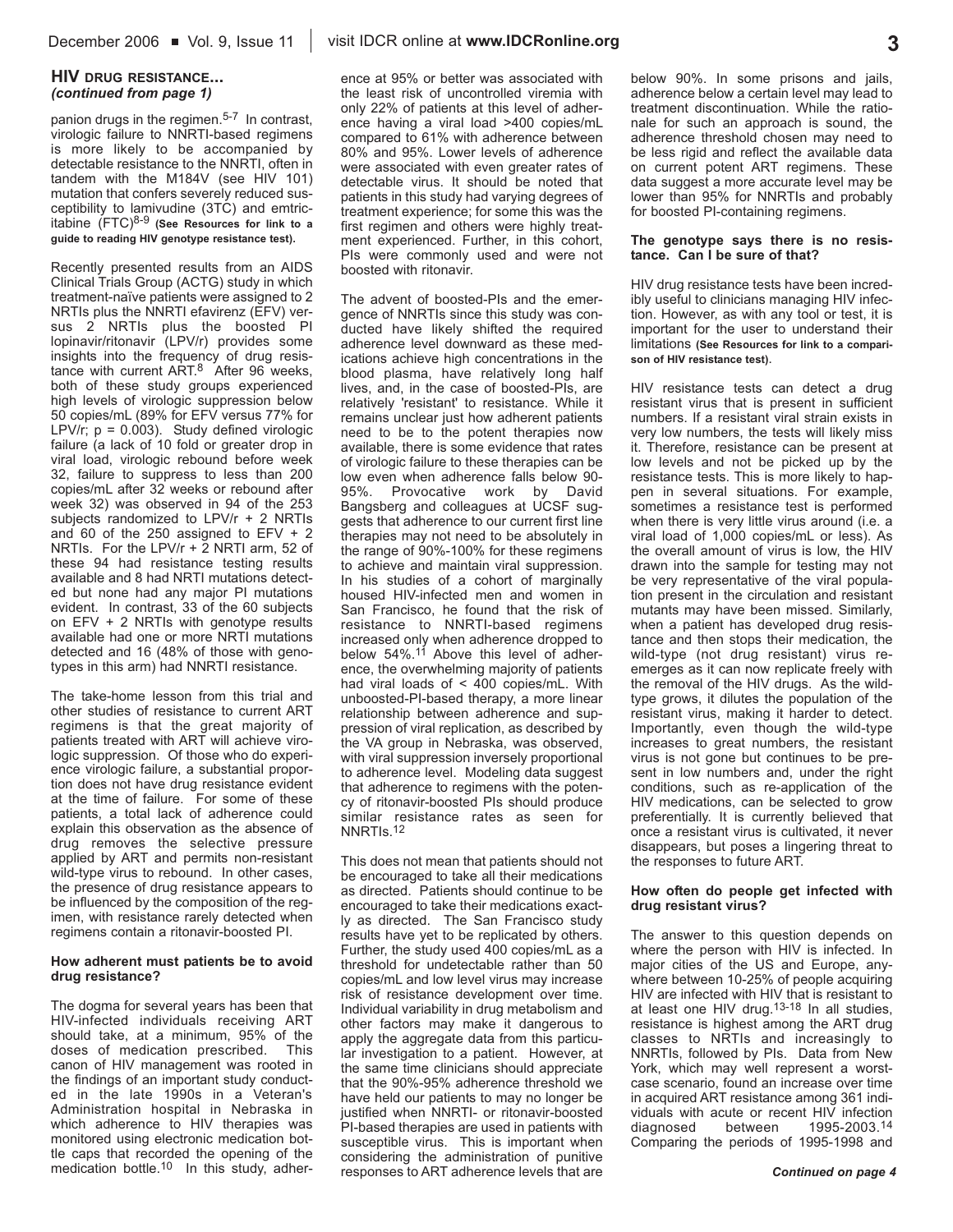## HIV DRUG RESISTANCE... *(continued from page 1)*

panion drugs in the regimen.[5-7] In contrast, virologic failure to NNRTI-based regimens is more likely to be accompanied by detectable resistance to the NNRTI, often in tandem with the M184V (see HIV 101) mutation that confers severely reduced susceptibility to lamivudine (3TC) and emtricitabine (FTC)[8-9] **(See Resources for link to a guide to reading HIV genotype resistance test).**

Recently presented results from an AIDS Clinical Trials Group (ACTG) study in which treatment-naïve patients were assigned to 2 NRTIs plus the NNRTI efavirenz (EFV) versus 2 NRTIs plus the boosted PI lopinavir/ritonavir (LPV/r) provides some insights into the frequency of drug resistance with current ART.[8] After 96 weeks, both of these study groups experienced high levels of virologic suppression below 50 copies/mL (89% for EFV versus 77% for LPV/r; $p = 0.003$). Study defined virologic failure (a lack of 10 fold or greater drop in viral load, virologic rebound before week 32, failure to suppress to less than 200 copies/mL after 32 weeks or rebound after week 32) was observed in 94 of the 253 subjects randomized to LPV/r + 2 NRTIs and 60 of the 250 assigned to EFV + 2 NRTIs. For the LPV/r + 2 NRTI arm, 52 of these 94 had resistance testing results available and 8 had NRTI mutations detected but none had any major PI mutations evident. In contrast, 33 of the 60 subjects on EFV + 2 NRTIs with genotype results available had one or more NRTI mutations detected and 16 (48% of those with genotypes in this arm) had NNRTI resistance.

The take-home lesson from this trial and other studies of resistance to current ART regimens is that the great majority of patients treated with ART will achieve virologic suppression. Of those who do experience virologic failure, a substantial proportion does not have drug resistance evident at the time of failure. For some of these patients, a total lack of adherence could explain this observation as the absence of drug removes the selective pressure applied by ART and permits non-resistant wild-type virus to rebound. In other cases, the presence of drug resistance appears to be influenced by the composition of the regimen, with resistance rarely detected when regimens contain a ritonavir-boosted PI.

### How adherent must patients be to avoid drug resistance?

The dogma for several years has been that HIV-infected individuals receiving ART should take, at a minimum, 95% of the doses of medication prescribed. This canon of HIV management was rooted in the findings of an important study conducted in the late 1990s in a Veteran's Administration hospital in Nebraska in which adherence to HIV therapies was monitored using electronic medication bottle caps that recorded the opening of the medication bottle.[10] In this study, adherence at 95% or better was associated with the least risk of uncontrolled viremia with only 22% of patients at this level of adherence having a viral load >400 copies/mL compared to 61% with adherence between 80% and 95%. Lower levels of adherence were associated with even greater rates of detectable virus. It should be noted that patients in this study had varying degrees of treatment experience; for some this was the first regimen and others were highly treatment experienced. Further, in this cohort, PIs were commonly used and were not boosted with ritonavir.

The advent of boosted-PIs and the emergence of NNRTIs since this study was conducted have likely shifted the required adherence level downward as these medications achieve high concentrations in the blood plasma, have relatively long half lives, and, in the case of boosted-PIs, are relatively 'resistant' to resistance. While it remains unclear just how adherent patients need to be to the potent therapies now available, there is some evidence that rates of virologic failure to these therapies can be low even when adherence falls below 90-95%. Provocative work by David Bangsberg and colleagues at UCSF suggests that adherence to our current first line therapies may not need to be absolutely in the range of 90%-100% for these regimens to achieve and maintain viral suppression. In his studies of a cohort of marginally housed HIV-infected men and women in San Francisco, he found that the risk of resistance to NNRTI-based regimens increased only when adherence dropped to below 54%.[11] Above this level of adherence, the overwhelming majority of patients had viral loads of < 400 copies/mL. With unboosted-PI-based therapy, a more linear relationship between adherence and suppression of viral replication, as described by the VA group in Nebraska, was observed, with viral suppression inversely proportional to adherence level. Modeling data suggest that adherence to regimens with the potency of ritonavir-boosted PIs should produce similar resistance rates as seen for NNRTIs.[12]

This does not mean that patients should not be encouraged to take all their medications as directed. Patients should continue to be encouraged to take their medications exactly as directed. The San Francisco study results have yet to be replicated by others. Further, the study used 400 copies/mL as a threshold for undetectable rather than 50 copies/mL and low level virus may increase risk of resistance development over time. Individual variability in drug metabolism and other factors may make it dangerous to apply the aggregate data from this particular investigation to a patient. However, at the same time clinicians should appreciate that the 90%-95% adherence threshold we have held our patients to may no longer be justified when NNRTI- or ritonavir-boosted PI-based therapies are used in patients with susceptible virus. This is important when considering the administration of punitive responses to ART adherence levels that are below 90%. In some prisons and jails, adherence below a certain level may lead to treatment discontinuation. While the rationale for such an approach is sound, the adherence threshold chosen may need to be less rigid and reflect the available data on current potent ART regimens. These data suggest a more accurate level may be lower than 95% for NNRTIs and probably for boosted PI-containing regimens.

### The genotype says there is no resistance. Can I be sure of that?

HIV drug resistance tests have been incredibly useful to clinicians managing HIV infection. However, as with any tool or test, it is important for the user to understand their limitations **(See Resources for link to a comparison of HIV resistance test).**

HIV resistance tests can detect a drug resistant virus that is present in sufficient numbers. If a resistant viral strain exists in very low numbers, the tests will likely miss it. Therefore, resistance can be present at low levels and not be picked up by the resistance tests. This is more likely to happen in several situations. For example, sometimes a resistance test is performed when there is very little virus around (i.e. a viral load of 1,000 copies/mL or less). As the overall amount of virus is low, the HIV drawn into the sample for testing may not be very representative of the viral population present in the circulation and resistant mutants may have been missed. Similarly, when a patient has developed drug resistance and then stops their medication, the wild-type (not drug resistant) virus re-emerges as it can now replicate freely with the removal of the HIV drugs. As the wild-type grows, it dilutes the population of the resistant virus, making it harder to detect. Importantly, even though the wild-type increases to great numbers, the resistant virus is not gone but continues to be present in low numbers and, under the right conditions, such as re-application of the HIV medications, can be selected to grow preferentially. It is currently believed that once a resistant virus is cultivated, it never disappears, but poses a lingering threat to the responses to future ART.

### How often do people get infected with drug resistant virus?

The answer to this question depends on where the person with HIV is infected. In major cities of the US and Europe, anywhere between 10-25% of people acquiring HIV are infected with HIV that is resistant to at least one HIV drug.[13-18] In all studies, resistance is highest among the ART drug classes to NRTIs and increasingly to NNRTIs, followed by PIs. Data from New York, which may well represent a worst-case scenario, found an increase over time in acquired ART resistance among 361 individuals with acute or recent HIV infection diagnosed between 1995-2003.[14] Comparing the periods of 1995-1998 and

*Continued on page 4*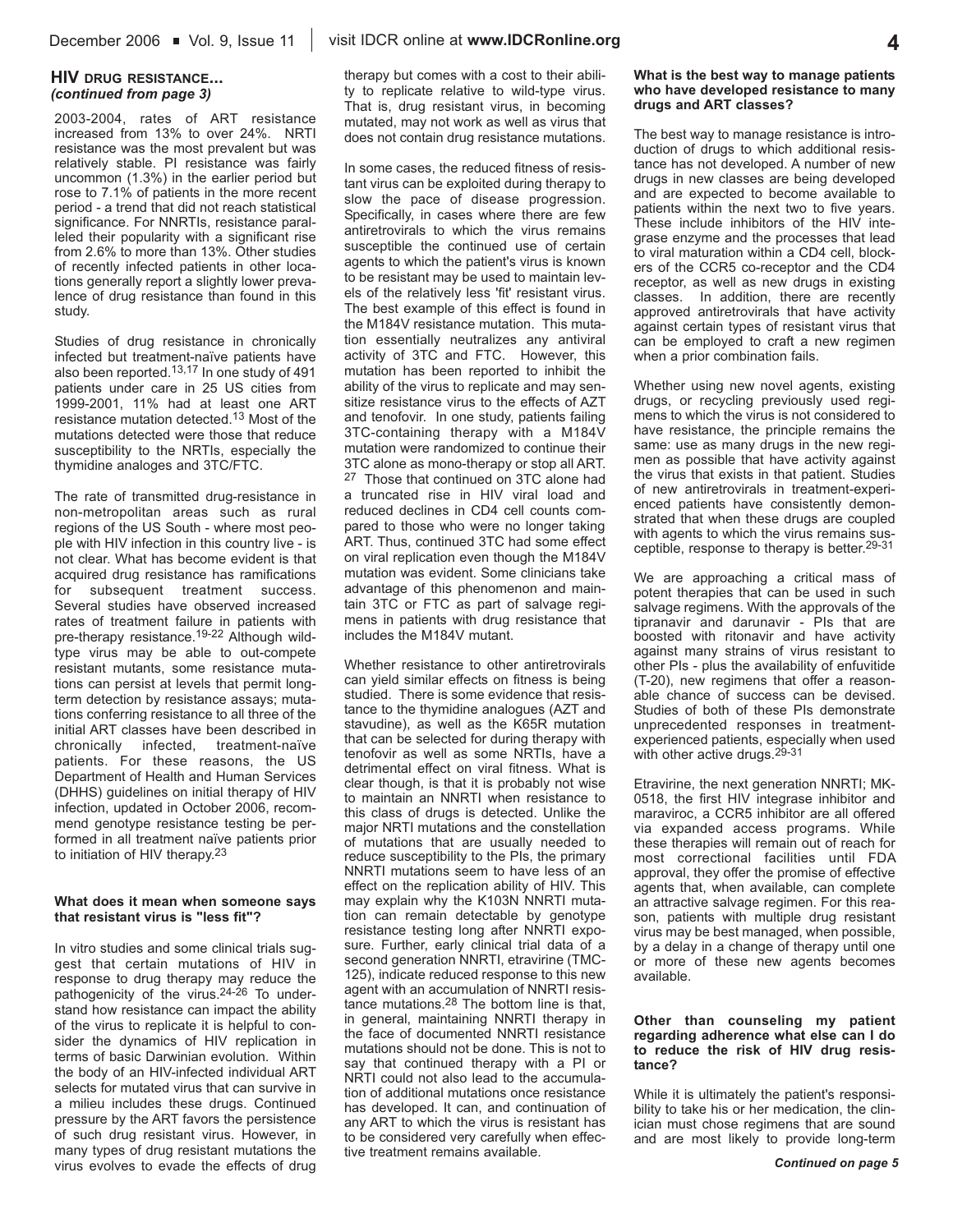**HIV DRUG RESISTANCE...**
***(continued from page 3)***

2003-2004, rates of ART resistance increased from 13% to over 24%. NRTI resistance was the most prevalent but was relatively stable. PI resistance was fairly uncommon (1.3%) in the earlier period but rose to 7.1% of patients in the more recent period - a trend that did not reach statistical significance. For NNRTIs, resistance paralleled their popularity with a significant rise from 2.6% to more than 13%. Other studies of recently infected patients in other locations generally report a slightly lower prevalence of drug resistance than found in this study.

Studies of drug resistance in chronically infected but treatment-naïve patients have also been reported.[13,17] In one study of 491 patients under care in 25 US cities from 1999-2001, 11% had at least one ART resistance mutation detected.[13] Most of the mutations detected were those that reduce susceptibility to the NRTIs, especially the thymidine analoges and 3TC/FTC.

The rate of transmitted drug-resistance in non-metropolitan areas such as rural regions of the US South - where most people with HIV infection in this country live - is not clear. What has become evident is that acquired drug resistance has ramifications for subsequent treatment success. Several studies have observed increased rates of treatment failure in patients with pre-therapy resistance.[19-22] Although wild-type virus may be able to out-compete resistant mutants, some resistance mutations can persist at levels that permit long-term detection by resistance assays; mutations conferring resistance to all three of the initial ART classes have been described in chronically infected, treatment-naïve patients. For these reasons, the US Department of Health and Human Services (DHHS) guidelines on initial therapy of HIV infection, updated in October 2006, recommend genotype resistance testing be performed in all treatment naïve patients prior to initiation of HIV therapy.[23]

**What does it mean when someone says that resistant virus is "less fit"?**

In vitro studies and some clinical trials suggest that certain mutations of HIV in response to drug therapy may reduce the pathogenicity of the virus.[24-26] To understand how resistance can impact the ability of the virus to replicate it is helpful to consider the dynamics of HIV replication in terms of basic Darwinian evolution. Within the body of an HIV-infected individual ART selects for mutated virus that can survive in a milieu includes these drugs. Continued pressure by the ART favors the persistence of such drug resistant virus. However, in many types of drug resistant mutations the virus evolves to evade the effects of drug therapy but comes with a cost to their ability to replicate relative to wild-type virus. That is, drug resistant virus, in becoming mutated, may not work as well as virus that does not contain drug resistance mutations.

In some cases, the reduced fitness of resistant virus can be exploited during therapy to slow the pace of disease progression. Specifically, in cases where there are few antiretrovirals to which the virus remains susceptible the continued use of certain agents to which the patient's virus is known to be resistant may be used to maintain levels of the relatively less 'fit' resistant virus. The best example of this effect is found in the M184V resistance mutation. This mutation essentially neutralizes any antiviral activity of 3TC and FTC. However, this mutation has been reported to inhibit the ability of the virus to replicate and may sensitize resistance virus to the effects of AZT and tenofovir. In one study, patients failing 3TC-containing therapy with a M184V mutation were randomized to continue their 3TC alone as mono-therapy or stop all ART.[27] Those that continued on 3TC alone had a truncated rise in HIV viral load and reduced declines in CD4 cell counts compared to those who were no longer taking ART. Thus, continued 3TC had some effect on viral replication even though the M184V mutation was evident. Some clinicians take advantage of this phenomenon and maintain 3TC or FTC as part of salvage regimens in patients with drug resistance that includes the M184V mutant.

Whether resistance to other antiretrovirals can yield similar effects on fitness is being studied. There is some evidence that resistance to the thymidine analogues (AZT and stavudine), as well as the K65R mutation that can be selected for during therapy with tenofovir as well as some NRTIs, have a detrimental effect on viral fitness. What is clear though, is that it is probably not wise to maintain an NNRTI when resistance to this class of drugs is detected. Unlike the major NRTI mutations and the constellation of mutations that are usually needed to reduce susceptibility to the PIs, the primary NNRTI mutations seem to have less of an effect on the replication ability of HIV. This may explain why the K103N NNRTI mutation can remain detectable by genotype resistance testing long after NNRTI exposure. Further, early clinical trial data of a second generation NNRTI, etravirine (TMC-125), indicate reduced response to this new agent with an accumulation of NNRTI resistance mutations.[28] The bottom line is that, in general, maintaining NNRTI therapy in the face of documented NNRTI resistance mutations should not be done. This is not to say that continued therapy with a PI or NRTI could not also lead to the accumulation of additional mutations once resistance has developed. It can, and continuation of any ART to which the virus is resistant has to be considered very carefully when effective treatment remains available.

**What is the best way to manage patients who have developed resistance to many drugs and ART classes?**

The best way to manage resistance is introduction of drugs to which additional resistance has not developed. A number of new drugs in new classes are being developed and are expected to become available to patients within the next two to five years. These include inhibitors of the HIV integrase enzyme and the processes that lead to viral maturation within a CD4 cell, blockers of the CCR5 co-receptor and the CD4 receptor, as well as new drugs in existing classes. In addition, there are recently approved antiretrovirals that have activity against certain types of resistant virus that can be employed to craft a new regimen when a prior combination fails.

Whether using new novel agents, existing drugs, or recycling previously used regimens to which the virus is not considered to have resistance, the principle remains the same: use as many drugs in the new regimen as possible that have activity against the virus that exists in that patient. Studies of new antiretrovirals in treatment-experienced patients have consistently demonstrated that when these drugs are coupled with agents to which the virus remains susceptible, response to therapy is better.[29-31]

We are approaching a critical mass of potent therapies that can be used in such salvage regimens. With the approvals of the tipranavir and darunavir - PIs that are boosted with ritonavir and have activity against many strains of virus resistant to other PIs - plus the availability of enfuvitide (T-20), new regimens that offer a reasonable chance of success can be devised. Studies of both of these PIs demonstrate unprecedented responses in treatment-experienced patients, especially when used with other active drugs.[29-31]

Etravirine, the next generation NNRTI; MK-0518, the first HIV integrase inhibitor and maraviroc, a CCR5 inhibitor are all offered via expanded access programs. While these therapies will remain out of reach for most correctional facilities until FDA approval, they offer the promise of effective agents that, when available, can complete an attractive salvage regimen. For this reason, patients with multiple drug resistant virus may be best managed, when possible, by a delay in a change of therapy until one or more of these new agents becomes available.

**Other than counseling my patient regarding adherence what else can I do to reduce the risk of HIV drug resistance?**

While it is ultimately the patient's responsibility to take his or her medication, the clinician must chose regimens that are sound and are most likely to provide long-term

***Continued on page 5***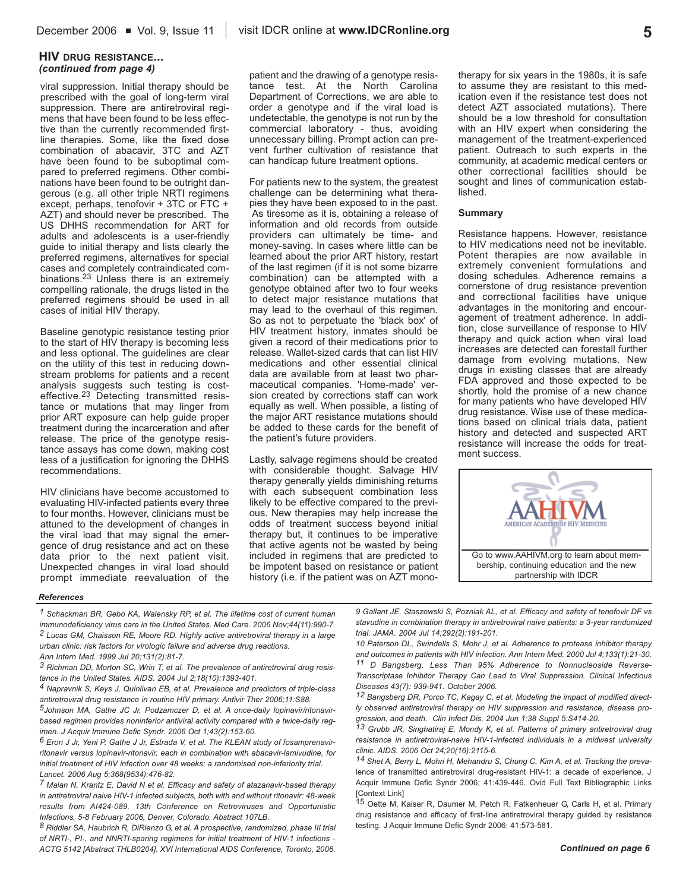## HIV DRUG RESISTANCE...
*(continued from page 4)*

viral suppression. Initial therapy should be prescribed with the goal of long-term viral suppression. There are antiretroviral regimens that have been found to be less effective than the currently recommended first-line therapies. Some, like the fixed dose combination of abacavir, 3TC and AZT have been found to be suboptimal compared to preferred regimens. Other combinations have been found to be outright dangerous (e.g. all other triple NRTI regimens except, perhaps, tenofovir + 3TC or FTC + AZT) and should never be prescribed. The US DHHS recommendation for ART for adults and adolescents is a user-friendly guide to initial therapy and lists clearly the preferred regimens, alternatives for special cases and completely contraindicated combinations.[23] Unless there is an extremely compelling rationale, the drugs listed in the preferred regimens should be used in all cases of initial HIV therapy.

Baseline genotypic resistance testing prior to the start of HIV therapy is becoming less and less optional. The guidelines are clear on the utility of this test in reducing downstream problems for patients and a recent analysis suggests such testing is cost-effective.[23] Detecting transmitted resistance or mutations that may linger from prior ART exposure can help guide proper treatment during the incarceration and after release. The price of the genotype resistance assays has come down, making cost less of a justification for ignoring the DHHS recommendations.

HIV clinicians have become accustomed to evaluating HIV-infected patients every three to four months. However, clinicians must be attuned to the development of changes in the viral load that may signal the emergence of drug resistance and act on these data prior to the next patient visit. Unexpected changes in viral load should prompt immediate reevaluation of the patient and the drawing of a genotype resistance test. At the North Carolina Department of Corrections, we are able to order a genotype and if the viral load is undetectable, the genotype is not run by the commercial laboratory - thus, avoiding unnecessary billing. Prompt action can prevent further cultivation of resistance that can handicap future treatment options.

For patients new to the system, the greatest challenge can be determining what therapies they have been exposed to in the past. As tiresome as it is, obtaining a release of information and old records from outside providers can ultimately be time- and money-saving. In cases where little can be learned about the prior ART history, restart of the last regimen (if it is not some bizarre combination) can be attempted with a genotype obtained after two to four weeks to detect major resistance mutations that may lead to the overhaul of this regimen. So as not to perpetuate the 'black box' of HIV treatment history, inmates should be given a record of their medications prior to release. Wallet-sized cards that can list HIV medications and other essential clinical data are available from at least two pharmaceutical companies. 'Home-made' version created by corrections staff can work equally as well. When possible, a listing of the major ART resistance mutations should be added to these cards for the benefit of the patient's future providers.

Lastly, salvage regimens should be created with considerable thought. Salvage HIV therapy generally yields diminishing returns with each subsequent combination less likely to be effective compared to the previous. New therapies may help increase the odds of treatment success beyond initial therapy but, it continues to be imperative that active agents not be wasted by being included in regimens that are predicted to be impotent based on resistance or patient history (i.e. if the patient was on AZT monotherapy for six years in the 1980s, it is safe to assume they are resistant to this medication even if the resistance test does not detect AZT associated mutations). There should be a low threshold for consultation with an HIV expert when considering the management of the treatment-experienced patient. Outreach to such experts in the community, at academic medical centers or other correctional facilities should be sought and lines of communication established.

### Summary

Resistance happens. However, resistance to HIV medications need not be inevitable. Potent therapies are now available in extremely convenient formulations and dosing schedules. Adherence remains a cornerstone of drug resistance prevention and correctional facilities have unique advantages in the monitoring and encouragement of treatment adherence. In addition, close surveillance of response to HIV therapy and quick action when viral load increases are detected can forestall further damage from evolving mutations. New drugs in existing classes that are already FDA approved and those expected to be shortly, hold the promise of a new chance for many patients who have developed HIV drug resistance. Wise use of these medications based on clinical trials data, patient history and detected and suspected ART resistance will increase the odds for treatment success.

AAHIVM — AMERICAN ACADEMY OF HIV MEDICINE

Go to www.AAHIVM.org to learn about membership, continuing education and the new partnership with IDCR

### References

1 Schackman BR, Gebo KA, Walensky RP, et al. The lifetime cost of current human immunodeficiency virus care in the United States. Med Care. 2006 Nov;44(11):990-7.

2 Lucas GM, Chaisson RE, Moore RD. Highly active antiretroviral therapy in a large urban clinic: risk factors for virologic failure and adverse drug reactions. Ann Intern Med. 1999 Jul 20;131(2):81-7.

3 Richman DD, Morton SC, Wrin T, et al. The prevalence of antiretroviral drug resistance in the United States. AIDS. 2004 Jul 2;18(10):1393-401.

4 Napravnik S, Keys J, Quinlivan EB, et al. Prevalence and predictors of triple-class antiretroviral drug resistance in routine HIV primary. Antivir Ther 2006;11:S88.

5 Johnson MA, Gathe JC Jr, Podzamczer D, et al. A once-daily lopinavir/ritonavir-based regimen provides noninferior antiviral activity compared with a twice-daily regimen. J Acquir Immune Defic Syndr. 2006 Oct 1;43(2):153-60.

6 Eron J Jr, Yeni P, Gathe J Jr, Estrada V, et al. The KLEAN study of fosamprenavir-ritonavir versus lopinavir-ritonavir, each in combination with abacavir-lamivudine, for initial treatment of HIV infection over 48 weeks: a randomised non-inferiority trial. Lancet. 2006 Aug 5;368(9534):476-82.

7 Malan N, Krantz E, David N et al. Efficacy and safety of atazanavir-based therapy in antiretroviral naive HIV-1 infected subjects, both with and without ritonavir: 48-week results from AI424-089. 13th Conference on Retroviruses and Opportunistic Infections, 5-8 February 2006, Denver, Colorado. Abstract 107LB.

8 Riddler SA, Haubrich R, DiRienzo G, et al. A prospective, randomized, phase III trial of NRTI-, PI-, and NNRTI-sparing regimens for initial treatment of HIV-1 infections - ACTG 5142 [Abstract THLB0204]. XVI International AIDS Conference, Toronto, 2006.

9 Gallant JE, Staszewski S, Pozniak AL, et al. Efficacy and safety of tenofovir DF vs stavudine in combination therapy in antiretroviral naive patients: a 3-year randomized trial. JAMA. 2004 Jul 14;292(2):191-201.

10 Paterson DL, Swindells S, Mohr J, et al. Adherence to protease inhibitor therapy and outcomes in patients with HIV infection. Ann Intern Med. 2000 Jul 4;133(1):21-30.

11 D Bangsberg. Less Than 95% Adherence to Nonnucleoside Reverse-Transcriptase Inhibitor Therapy Can Lead to Viral Suppression. Clinical Infectious Diseases 43(7): 939-941. October 2006.

12 Bangsberg DR, Porco TC, Kagay C, et al. Modeling the impact of modified directly observed antiretroviral therapy on HIV suppression and resistance, disease progression, and death. Clin Infect Dis. 2004 Jun 1;38 Suppl 5:S414-20.

13 Grubb JR, Singhatiraj E, Mondy K, et al. Patterns of primary antiretroviral drug resistance in antiretroviral-naive HIV-1-infected individuals in a midwest university clinic. AIDS. 2006 Oct 24;20(16):2115-6.

14 Shet A, Berry L, Mohri H, Mehandru S, Chung C, Kim A, et al. Tracking the prevalence of transmitted antiretroviral drug-resistant HIV-1: a decade of experience. J Acquir Immune Defic Syndr 2006; 41:439-446. Ovid Full Text Bibliographic Links [Context Link]

15 Oette M, Kaiser R, Daumer M, Petch R, Fatkenheuer G, Carls H, et al. Primary drug resistance and efficacy of first-line antiretroviral therapy guided by resistance testing. J Acquir Immune Defic Syndr 2006; 41:573-581.

*Continued on page 6*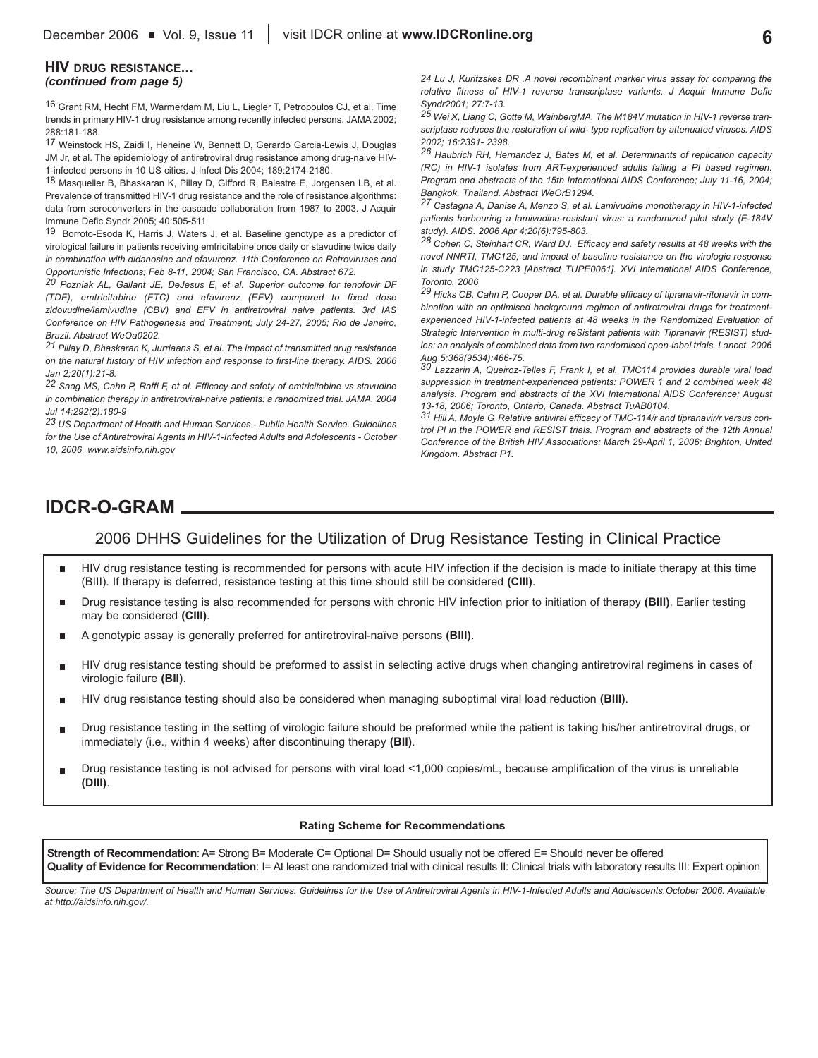**HIV DRUG RESISTANCE...**
***(continued from page 5)***

16 Grant RM, Hecht FM, Warmerdam M, Liu L, Liegler T, Petropoulos CJ, et al. Time trends in primary HIV-1 drug resistance among recently infected persons. JAMA 2002; 288:181-188.

17 Weinstock HS, Zaidi I, Heneine W, Bennett D, Gerardo Garcia-Lewis J, Douglas JM Jr, et al. The epidemiology of antiretroviral drug resistance among drug-naive HIV-1-infected persons in 10 US cities. J Infect Dis 2004; 189:2174-2180.

18 Masquelier B, Bhaskaran K, Pillay D, Gifford R, Balestre E, Jorgensen LB, et al. Prevalence of transmitted HIV-1 drug resistance and the role of resistance algorithms: data from seroconverters in the cascade collaboration from 1987 to 2003. J Acquir Immune Defic Syndr 2005; 40:505-511

19 Borroto-Esoda K, Harris J, Waters J, et al. Baseline genotype as a predictor of virological failure in patients receiving emtricitabine once daily or stavudine twice daily *in combination with didanosine and efavurenz. 11th Conference on Retroviruses and Opportunistic Infections; Feb 8-11, 2004; San Francisco, CA. Abstract 672.*

*20 Pozniak AL, Gallant JE, DeJesus E, et al. Superior outcome for tenofovir DF (TDF), emtricitabine (FTC) and efavirenz (EFV) compared to fixed dose zidovudine/lamivudine (CBV) and EFV in antiretroviral naive patients. 3rd IAS Conference on HIV Pathogenesis and Treatment; July 24-27, 2005; Rio de Janeiro, Brazil. Abstract WeOa0202.*

*21 Pillay D, Bhaskaran K, Jurriaans S, et al. The impact of transmitted drug resistance on the natural history of HIV infection and response to first-line therapy. AIDS. 2006 Jan 2;20(1):21-8.*

*22 Saag MS, Cahn P, Raffi F, et al. Efficacy and safety of emtricitabine vs stavudine in combination therapy in antiretroviral-naive patients: a randomized trial. JAMA. 2004 Jul 14;292(2):180-9*

*23 US Department of Health and Human Services - Public Health Service. Guidelines for the Use of Antiretroviral Agents in HIV-1-Infected Adults and Adolescents - October 10, 2006 www.aidsinfo.nih.gov*

*24 Lu J, Kuritzskes DR .A novel recombinant marker virus assay for comparing the relative fitness of HIV-1 reverse transcriptase variants. J Acquir Immune Defic Syndr2001; 27:7-13.*

*25 Wei X, Liang C, Gotte M, WainbergMA. The M184V mutation in HIV-1 reverse transcriptase reduces the restoration of wild- type replication by attenuated viruses. AIDS 2002; 16:2391- 2398.*

*26 Haubrich RH, Hernandez J, Bates M, et al. Determinants of replication capacity (RC) in HIV-1 isolates from ART-experienced adults failing a PI based regimen. Program and abstracts of the 15th International AIDS Conference; July 11-16, 2004; Bangkok, Thailand. Abstract WeOrB1294.*

*27 Castagna A, Danise A, Menzo S, et al. Lamivudine monotherapy in HIV-1-infected patients harbouring a lamivudine-resistant virus: a randomized pilot study (E-184V study). AIDS. 2006 Apr 4;20(6):795-803.*

*28 Cohen C, Steinhart CR, Ward DJ. Efficacy and safety results at 48 weeks with the novel NNRTI, TMC125, and impact of baseline resistance on the virologic response in study TMC125-C223 [Abstract TUPE0061]. XVI International AIDS Conference, Toronto, 2006*

*29 Hicks CB, Cahn P, Cooper DA, et al. Durable efficacy of tipranavir-ritonavir in combination with an optimised background regimen of antiretroviral drugs for treatment-experienced HIV-1-infected patients at 48 weeks in the Randomized Evaluation of Strategic Intervention in multi-drug reSistant patients with Tipranavir (RESIST) studies: an analysis of combined data from two randomised open-label trials. Lancet. 2006 Aug 5;368(9534):466-75.*

*30 Lazzarin A, Queiroz-Telles F, Frank I, et al. TMC114 provides durable viral load suppression in treatment-experienced patients: POWER 1 and 2 combined week 48 analysis. Program and abstracts of the XVI International AIDS Conference; August 13-18, 2006; Toronto, Ontario, Canada. Abstract TuAB0104.*

*31 Hill A, Moyle G. Relative antiviral efficacy of TMC-114/r and tipranavir/r versus control PI in the POWER and RESIST trials. Program and abstracts of the 12th Annual Conference of the British HIV Associations; March 29-April 1, 2006; Brighton, United Kingdom. Abstract P1.*

## IDCR-O-GRAM

### 2006 DHHS Guidelines for the Utilization of Drug Resistance Testing in Clinical Practice

- HIV drug resistance testing is recommended for persons with acute HIV infection if the decision is made to initiate therapy at this time (BIII). If therapy is deferred, resistance testing at this time should still be considered **(CIII)**.
- Drug resistance testing is also recommended for persons with chronic HIV infection prior to initiation of therapy **(BIII)**. Earlier testing may be considered **(CIII)**.
- A genotypic assay is generally preferred for antiretroviral-naïve persons **(BIII)**.
- HIV drug resistance testing should be preformed to assist in selecting active drugs when changing antiretroviral regimens in cases of virologic failure **(BII)**.
- HIV drug resistance testing should also be considered when managing suboptimal viral load reduction **(BIII)**.
- Drug resistance testing in the setting of virologic failure should be preformed while the patient is taking his/her antiretroviral drugs, or immediately (i.e., within 4 weeks) after discontinuing therapy **(BII)**.
- Drug resistance testing is not advised for persons with viral load <1,000 copies/mL, because amplification of the virus is unreliable **(DIII)**.

**Rating Scheme for Recommendations**

**Strength of Recommendation**: A= Strong B= Moderate C= Optional D= Should usually not be offered E= Should never be offered
**Quality of Evidence for Recommendation**: I= At least one randomized trial with clinical results II: Clinical trials with laboratory results III: Expert opinion

*Source: The US Department of Health and Human Services. Guidelines for the Use of Antiretroviral Agents in HIV-1-Infected Adults and Adolescents.October 2006. Available at http://aidsinfo.nih.gov/.*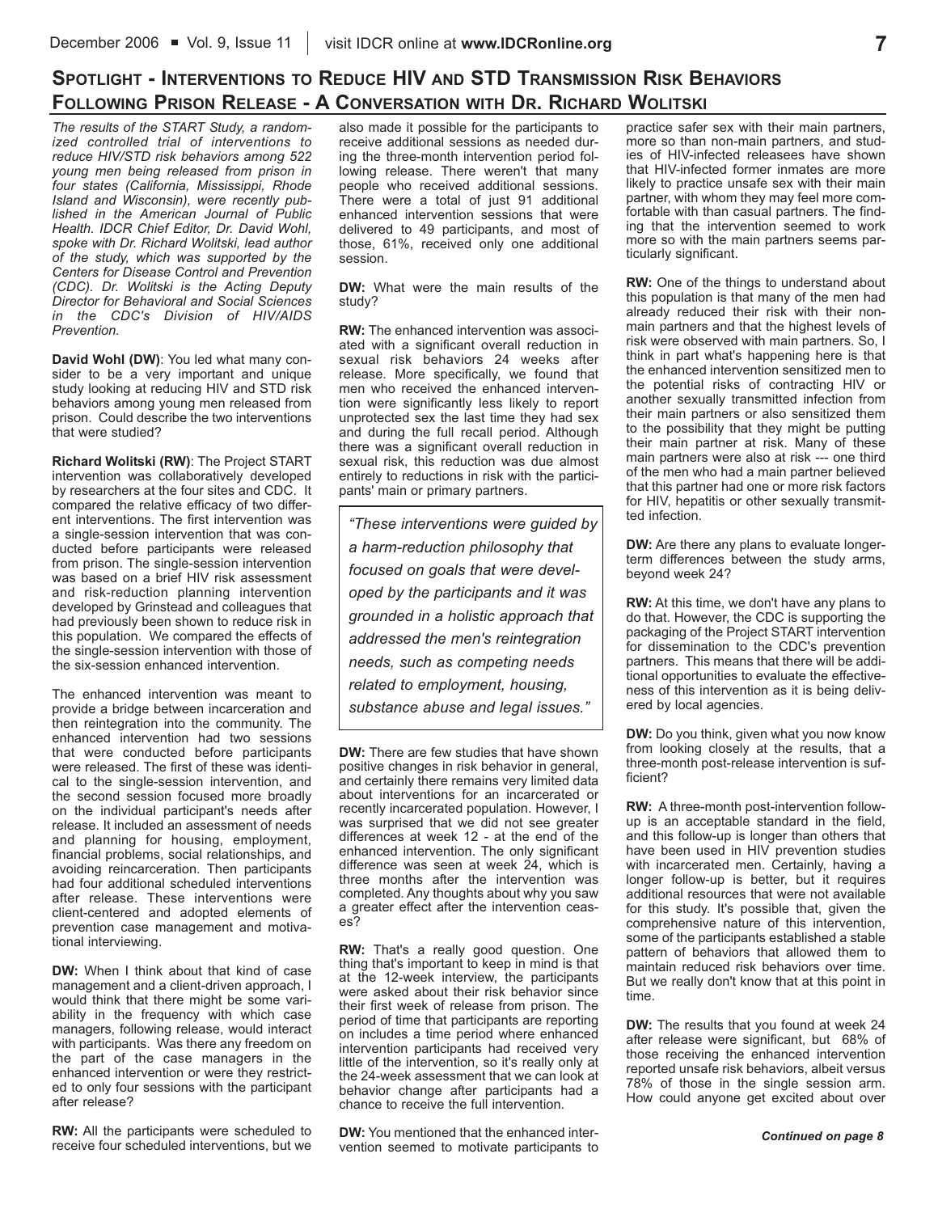## Spotlight - Interventions to Reduce HIV and STD Transmission Risk Behaviors Following Prison Release - A Conversation with Dr. Richard Wolitski

*The results of the START Study, a randomized controlled trial of interventions to reduce HIV/STD risk behaviors among 522 young men being released from prison in four states (California, Mississippi, Rhode Island and Wisconsin), were recently published in the American Journal of Public Health. IDCR Chief Editor, Dr. David Wohl, spoke with Dr. Richard Wolitski, lead author of the study, which was supported by the Centers for Disease Control and Prevention (CDC). Dr. Wolitski is the Acting Deputy Director for Behavioral and Social Sciences in the CDC's Division of HIV/AIDS Prevention.*

**David Wohl (DW)**: You led what many consider to be a very important and unique study looking at reducing HIV and STD risk behaviors among young men released from prison. Could describe the two interventions that were studied?

**Richard Wolitski (RW)**: The Project START intervention was collaboratively developed by researchers at the four sites and CDC. It compared the relative efficacy of two different interventions. The first intervention was a single-session intervention that was conducted before participants were released from prison. The single-session intervention was based on a brief HIV risk assessment and risk-reduction planning intervention developed by Grinstead and colleagues that had previously been shown to reduce risk in this population. We compared the effects of the single-session intervention with those of the six-session enhanced intervention.

The enhanced intervention was meant to provide a bridge between incarceration and then reintegration into the community. The enhanced intervention had two sessions that were conducted before participants were released. The first of these was identical to the single-session intervention, and the second session focused more broadly on the individual participant's needs after release. It included an assessment of needs and planning for housing, employment, financial problems, social relationships, and avoiding reincarceration. Then participants had four additional scheduled interventions after release. These interventions were client-centered and adopted elements of prevention case management and motivational interviewing.

**DW:** When I think about that kind of case management and a client-driven approach, I would think that there might be some variability in the frequency with which case managers, following release, would interact with participants. Was there any freedom on the part of the case managers in the enhanced intervention or were they restricted to only four sessions with the participant after release?

**RW:** All the participants were scheduled to receive four scheduled interventions, but we also made it possible for the participants to receive additional sessions as needed during the three-month intervention period following release. There weren't that many people who received additional sessions. There were a total of just 91 additional enhanced intervention sessions that were delivered to 49 participants, and most of those, 61%, received only one additional session.

**DW:** What were the main results of the study?

**RW:** The enhanced intervention was associated with a significant overall reduction in sexual risk behaviors 24 weeks after release. More specifically, we found that men who received the enhanced intervention were significantly less likely to report unprotected sex the last time they had sex and during the full recall period. Although there was a significant overall reduction in sexual risk, this reduction was due almost entirely to reductions in risk with the participants' main or primary partners.

> *"These interventions were guided by a harm-reduction philosophy that focused on goals that were developed by the participants and it was grounded in a holistic approach that addressed the men's reintegration needs, such as competing needs related to employment, housing, substance abuse and legal issues."*

**DW:** There are few studies that have shown positive changes in risk behavior in general, and certainly there remains very limited data about interventions for an incarcerated or recently incarcerated population. However, I was surprised that we did not see greater differences at week 12 - at the end of the enhanced intervention. The only significant difference was seen at week 24, which is three months after the intervention was completed. Any thoughts about why you saw a greater effect after the intervention ceases?

**RW:** That's a really good question. One thing that's important to keep in mind is that at the 12-week interview, the participants were asked about their risk behavior since their first week of release from prison. The period of time that participants are reporting on includes a time period where enhanced intervention participants had received very little of the intervention, so it's really only at the 24-week assessment that we can look at behavior change after participants had a chance to receive the full intervention.

**DW:** You mentioned that the enhanced intervention seemed to motivate participants to practice safer sex with their main partners, more so than non-main partners, and studies of HIV-infected releasees have shown that HIV-infected former inmates are more likely to practice unsafe sex with their main partner, with whom they may feel more comfortable with than casual partners. The finding that the intervention seemed to work more so with the main partners seems particularly significant.

**RW:** One of the things to understand about this population is that many of the men had already reduced their risk with their non-main partners and that the highest levels of risk were observed with main partners. So, I think in part what's happening here is that the enhanced intervention sensitized men to the potential risks of contracting HIV or another sexually transmitted infection from their main partners or also sensitized them to the possibility that they might be putting their main partner at risk. Many of these main partners were also at risk --- one third of the men who had a main partner believed that this partner had one or more risk factors for HIV, hepatitis or other sexually transmitted infection.

**DW:** Are there any plans to evaluate longer-term differences between the study arms, beyond week 24?

**RW:** At this time, we don't have any plans to do that. However, the CDC is supporting the packaging of the Project START intervention for dissemination to the CDC's prevention partners. This means that there will be additional opportunities to evaluate the effectiveness of this intervention as it is being delivered by local agencies.

**DW:** Do you think, given what you now know from looking closely at the results, that a three-month post-release intervention is sufficient?

**RW:** A three-month post-intervention follow-up is an acceptable standard in the field, and this follow-up is longer than others that have been used in HIV prevention studies with incarcerated men. Certainly, having a longer follow-up is better, but it requires additional resources that were not available for this study. It's possible that, given the comprehensive nature of this intervention, some of the participants established a stable pattern of behaviors that allowed them to maintain reduced risk behaviors over time. But we really don't know that at this point in time.

**DW:** The results that you found at week 24 after release were significant, but 68% of those receiving the enhanced intervention reported unsafe risk behaviors, albeit versus 78% of those in the single session arm. How could anyone get excited about over

*Continued on page 8*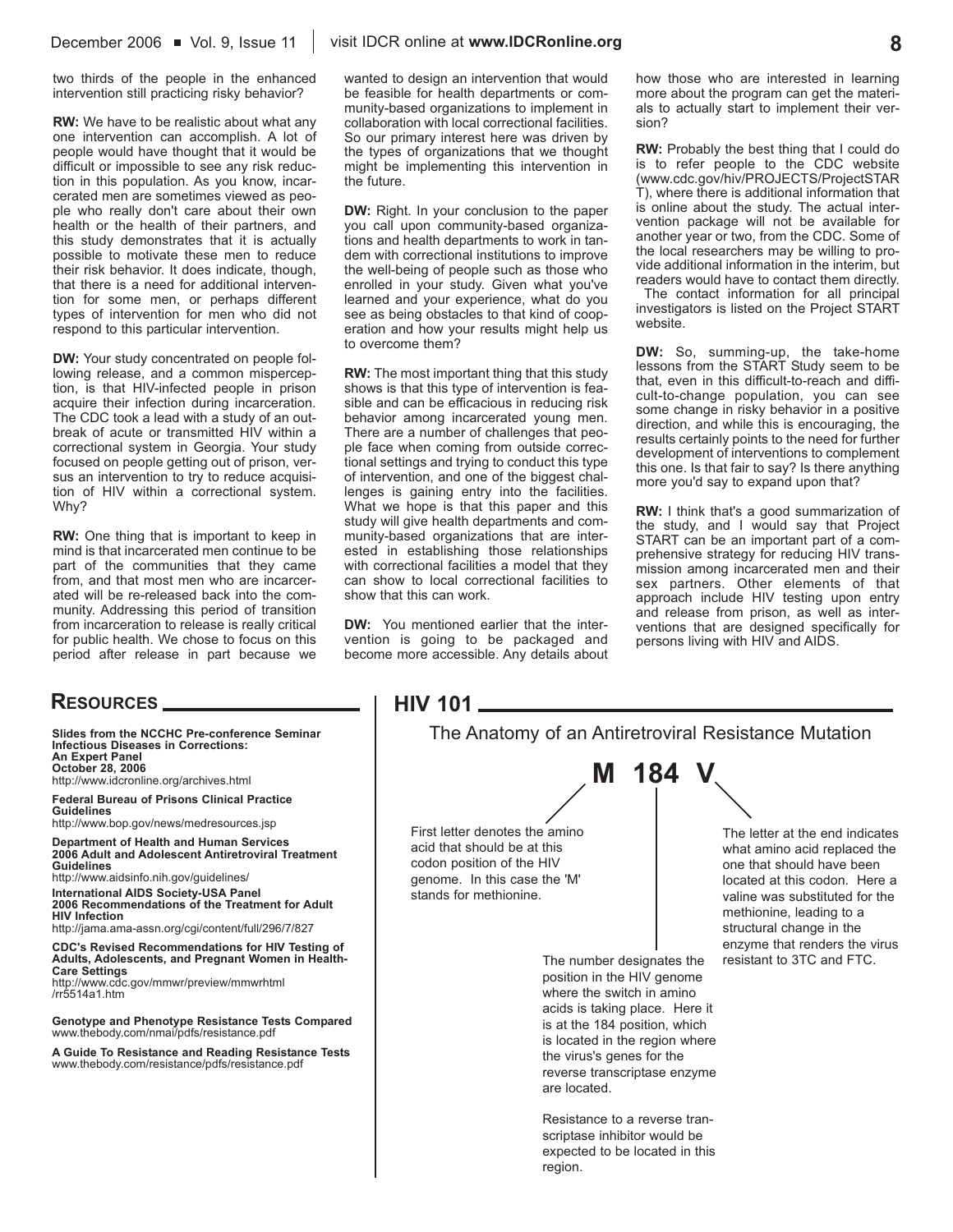two thirds of the people in the enhanced intervention still practicing risky behavior?

**RW:** We have to be realistic about what any one intervention can accomplish. A lot of people would have thought that it would be difficult or impossible to see any risk reduction in this population. As you know, incarcerated men are sometimes viewed as people who really don't care about their own health or the health of their partners, and this study demonstrates that it is actually possible to motivate these men to reduce their risk behavior. It does indicate, though, that there is a need for additional intervention for some men, or perhaps different types of intervention for men who did not respond to this particular intervention.

**DW:** Your study concentrated on people following release, and a common misperception, is that HIV-infected people in prison acquire their infection during incarceration. The CDC took a lead with a study of an outbreak of acute or transmitted HIV within a correctional system in Georgia. Your study focused on people getting out of prison, versus an intervention to try to reduce acquisition of HIV within a correctional system. Why?

**RW:** One thing that is important to keep in mind is that incarcerated men continue to be part of the communities that they came from, and that most men who are incarcerated will be re-released back into the community. Addressing this period of transition from incarceration to release is really critical for public health. We chose to focus on this period after release in part because we wanted to design an intervention that would be feasible for health departments or community-based organizations to implement in collaboration with local correctional facilities. So our primary interest here was driven by the types of organizations that we thought might be implementing this intervention in the future.

**DW:** Right. In your conclusion to the paper you call upon community-based organizations and health departments to work in tandem with correctional institutions to improve the well-being of people such as those who enrolled in your study. Given what you've learned and your experience, what do you see as being obstacles to that kind of cooperation and how your results might help us to overcome them?

**RW:** The most important thing that this study shows is that this type of intervention is feasible and can be efficacious in reducing risk behavior among incarcerated young men. There are a number of challenges that people face when coming from outside correctional settings and trying to conduct this type of intervention, and one of the biggest challenges is gaining entry into the facilities. What we hope is that this paper and this study will give health departments and community-based organizations that are interested in establishing those relationships with correctional facilities a model that they can show to local correctional facilities to show that this can work.

**DW:** You mentioned earlier that the intervention is going to be packaged and become more accessible. Any details about how those who are interested in learning more about the program can get the materials to actually start to implement their version?

**RW:** Probably the best thing that I could do is to refer people to the CDC website (www.cdc.gov/hiv/PROJECTS/ProjectSTART), where there is additional information that is online about the study. The actual intervention package will not be available for another year or two, from the CDC. Some of the local researchers may be willing to provide additional information in the interim, but readers would have to contact them directly.

The contact information for all principal investigators is listed on the Project START website.

**DW:** So, summing-up, the take-home lessons from the START Study seem to be that, even in this difficult-to-reach and difficult-to-change population, you can see some change in risky behavior in a positive direction, and while this is encouraging, the results certainly points to the need for further development of interventions to complement this one. Is that fair to say? Is there anything more you'd say to expand upon that?

**RW:** I think that's a good summarization of the study, and I would say that Project START can be an important part of a comprehensive strategy for reducing HIV transmission among incarcerated men and their sex partners. Other elements of that approach include HIV testing upon entry and release from prison, as well as interventions that are designed specifically for persons living with HIV and AIDS.

## Resources

**Slides from the NCCHC Pre-conference Seminar Infectious Diseases in Corrections: An Expert Panel October 28, 2006**
http://www.idcronline.org/archives.html

**Federal Bureau of Prisons Clinical Practice Guidelines**
http://www.bop.gov/news/medresources.jsp

**Department of Health and Human Services 2006 Adult and Adolescent Antiretroviral Treatment Guidelines**
http://www.aidsinfo.nih.gov/guidelines/

**International AIDS Society-USA Panel 2006 Recommendations of the Treatment for Adult HIV Infection**
http://jama.ama-assn.org/cgi/content/full/296/7/827

**CDC's Revised Recommendations for HIV Testing of Adults, Adolescents, and Pregnant Women in Health-Care Settings**
http://www.cdc.gov/mmwr/preview/mmwrhtml/rr5514a1.htm

**Genotype and Phenotype Resistance Tests Compared**
www.thebody.com/nmai/pdfs/resistance.pdf

**A Guide To Resistance and Reading Resistance Tests**
www.thebody.com/resistance/pdfs/resistance.pdf

## HIV 101

### The Anatomy of an Antiretroviral Resistance Mutation

**M 184 V**

First letter denotes the amino acid that should be at this codon position of the HIV genome. In this case the 'M' stands for methionine.

The number designates the position in the HIV genome where the switch in amino acids is taking place. Here it is at the 184 position, which is located in the region where the virus's genes for the reverse transcriptase enzyme are located.

Resistance to a reverse transcriptase inhibitor would be expected to be located in this region.

The letter at the end indicates what amino acid replaced the one that should have been located at this codon. Here a valine was substituted for the methionine, leading to a structural change in the enzyme that renders the virus resistant to 3TC and FTC.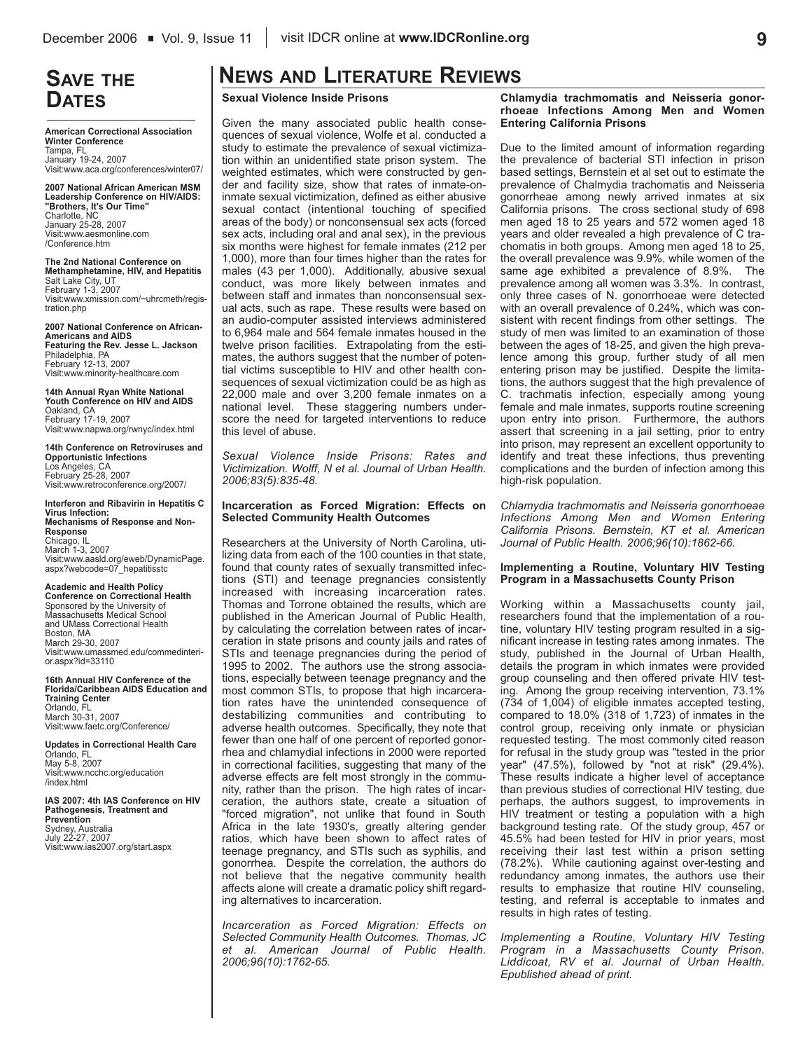# Save the Dates

**American Correctional Association Winter Conference**
Tampa, FL
January 19-24, 2007
Visit:www.aca.org/conferences/winter07/

**2007 National African American MSM Leadership Conference on HIV/AIDS: "Brothers, It's Our Time"**
Charlotte, NC
January 25-28, 2007
Visit:www.aesmonline.com/Conference.htm

**The 2nd National Conference on Methamphetamine, HIV, and Hepatitis**
Salt Lake City, UT
February 1-3, 2007
Visit:www.xmission.com/~uhrcmeth/registration.php

**2007 National Conference on African-Americans and AIDS Featuring the Rev. Jesse L. Jackson**
Philadelphia, PA
February 12-13, 2007
Visit:www.minority-healthcare.com

**14th Annual Ryan White National Youth Conference on HIV and AIDS**
Oakland, CA
February 17-19, 2007
Visit:www.napwa.org/rwnyc/index.html

**14th Conference on Retroviruses and Opportunistic Infections**
Los Angeles, CA
February 25-28, 2007
Visit:www.retroconference.org/2007/

**Interferon and Ribavirin in Hepatitis C Virus Infection: Mechanisms of Response and Non-Response**
Chicago, IL
March 1-3, 2007
Visit:www.aasld.org/eweb/DynamicPage.aspx?webcode=07_hepatitisstc

**Academic and Health Policy Conference on Correctional Health**
Sponsored by the University of Massachusetts Medical School and UMass Correctional Health
Boston, MA
March 29-30, 2007
Visit:www.umassmed.edu/commedinterior.aspx?id=33110

**16th Annual HIV Conference of the Florida/Caribbean AIDS Education and Training Center**
Orlando, FL
March 30-31, 2007
Visit:www.faetc.org/Conference/

**Updates in Correctional Health Care**
Orlando, FL
May 5-8, 2007
Visit:www.ncchc.org/education/index.html

**IAS 2007: 4th IAS Conference on HIV Pathogenesis, Treatment and Prevention**
Sydney, Australia
July 22-27, 2007
Visit:www.ias2007.org/start.aspx

# News and Literature Reviews

### Sexual Violence Inside Prisons

Given the many associated public health consequences of sexual violence, Wolfe et al. conducted a study to estimate the prevalence of sexual victimization within an unidentified state prison system. The weighted estimates, which were constructed by gender and facility size, show that rates of inmate-on-inmate sexual victimization, defined as either abusive sexual contact (intentional touching of specified areas of the body) or nonconsensual sex acts (forced sex acts, including oral and anal sex), in the previous six months were highest for female inmates (212 per 1,000), more than four times higher than the rates for males (43 per 1,000). Additionally, abusive sexual conduct, was more likely between inmates and between staff and inmates than nonconsensual sexual acts, such as rape. These results were based on an audio-computer assisted interviews administered to 6,964 male and 564 female inmates housed in the twelve prison facilities. Extrapolating from the estimates, the authors suggest that the number of potential victims susceptible to HIV and other health consequences of sexual victimization could be as high as 22,000 male and over 3,200 female inmates on a national level. These staggering numbers underscore the need for targeted interventions to reduce this level of abuse.

*Sexual Violence Inside Prisons: Rates and Victimization. Wolff, N et al. Journal of Urban Health. 2006;83(5):835-48.*

### Incarceration as Forced Migration: Effects on Selected Community Health Outcomes

Researchers at the University of North Carolina, utilizing data from each of the 100 counties in that state, found that county rates of sexually transmitted infections (STI) and teenage pregnancies consistently increased with increasing incarceration rates. Thomas and Torrone obtained the results, which are published in the American Journal of Public Health, by calculating the correlation between rates of incarceration in state prisons and county jails and rates of STIs and teenage pregnancies during the period of 1995 to 2002. The authors use the strong associations, especially between teenage pregnancy and the most common STIs, to propose that high incarceration rates have the unintended consequence of destabilizing communities and contributing to adverse health outcomes. Specifically, they note that fewer than one half of one percent of reported gonorrhea and chlamydial infections in 2000 were reported in correctional facilities, suggesting that many of the adverse effects are felt most strongly in the community, rather than the prison. The high rates of incarceration, the authors state, create a situation of "forced migration", not unlike that found in South Africa in the late 1930's, greatly altering gender ratios, which have been shown to affect rates of teenage pregnancy, and STIs such as syphilis, and gonorrhea. Despite the correlation, the authors do not believe that the negative community health affects alone will create a dramatic policy shift regarding alternatives to incarceration.

*Incarceration as Forced Migration: Effects on Selected Community Health Outcomes. Thomas, JC et al. American Journal of Public Health. 2006;96(10):1762-65.*

### Chlamydia trachmomatis and Neisseria gonorrhoeae Infections Among Men and Women Entering California Prisons

Due to the limited amount of information regarding the prevalence of bacterial STI infection in prison based settings, Bernstein et al set out to estimate the prevalence of Chalmydia trachomatis and Neisseria gonorrheae among newly arrived inmates at six California prisons. The cross sectional study of 698 men aged 18 to 25 years and 572 women aged 18 years and older revealed a high prevalence of C trachomatis in both groups. Among men aged 18 to 25, the overall prevalence was 9.9%, while women of the same age exhibited a prevalence of 8.9%. The prevalence among all women was 3.3%. In contrast, only three cases of N. gonorrhoeae were detected with an overall prevalence of 0.24%, which was consistent with recent findings from other settings. The study of men was limited to an examination of those between the ages of 18-25, and given the high prevalence among this group, further study of all men entering prison may be justified. Despite the limitations, the authors suggest that the high prevalence of C. trachmatis infection, especially among young female and male inmates, supports routine screening upon entry into prison. Furthermore, the authors assert that screening in a jail setting, prior to entry into prison, may represent an excellent opportunity to identify and treat these infections, thus preventing complications and the burden of infection among this high-risk population.

*Chlamydia trachmomatis and Neisseria gonorrhoeae Infections Among Men and Women Entering California Prisons. Bernstein, KT et al. American Journal of Public Health. 2006;96(10):1862-66.*

### Implementing a Routine, Voluntary HIV Testing Program in a Massachusetts County Prison

Working within a Massachusetts county jail, researchers found that the implementation of a routine, voluntary HIV testing program resulted in a significant increase in testing rates among inmates. The study, published in the Journal of Urban Health, details the program in which inmates were provided group counseling and then offered private HIV testing. Among the group receiving intervention, 73.1% (734 of 1,004) of eligible inmates accepted testing, compared to 18.0% (318 of 1,723) of inmates in the control group, receiving only inmate or physician requested testing. The most commonly cited reason for refusal in the study group was "tested in the prior year" (47.5%), followed by "not at risk" (29.4%). These results indicate a higher level of acceptance than previous studies of correctional HIV testing, due perhaps, the authors suggest, to improvements in HIV treatment or testing a population with a high background testing rate. Of the study group, 457 or 45.5% had been tested for HIV in prior years, most receiving their last test within a prison setting (78.2%). While cautioning against over-testing and redundancy among inmates, the authors use their results to emphasize that routine HIV counseling, testing, and referral is acceptable to inmates and results in high rates of testing.

*Implementing a Routine, Voluntary HIV Testing Program in a Massachusetts County Prison. Liddicoat, RV et al. Journal of Urban Health. Epublished ahead of print.*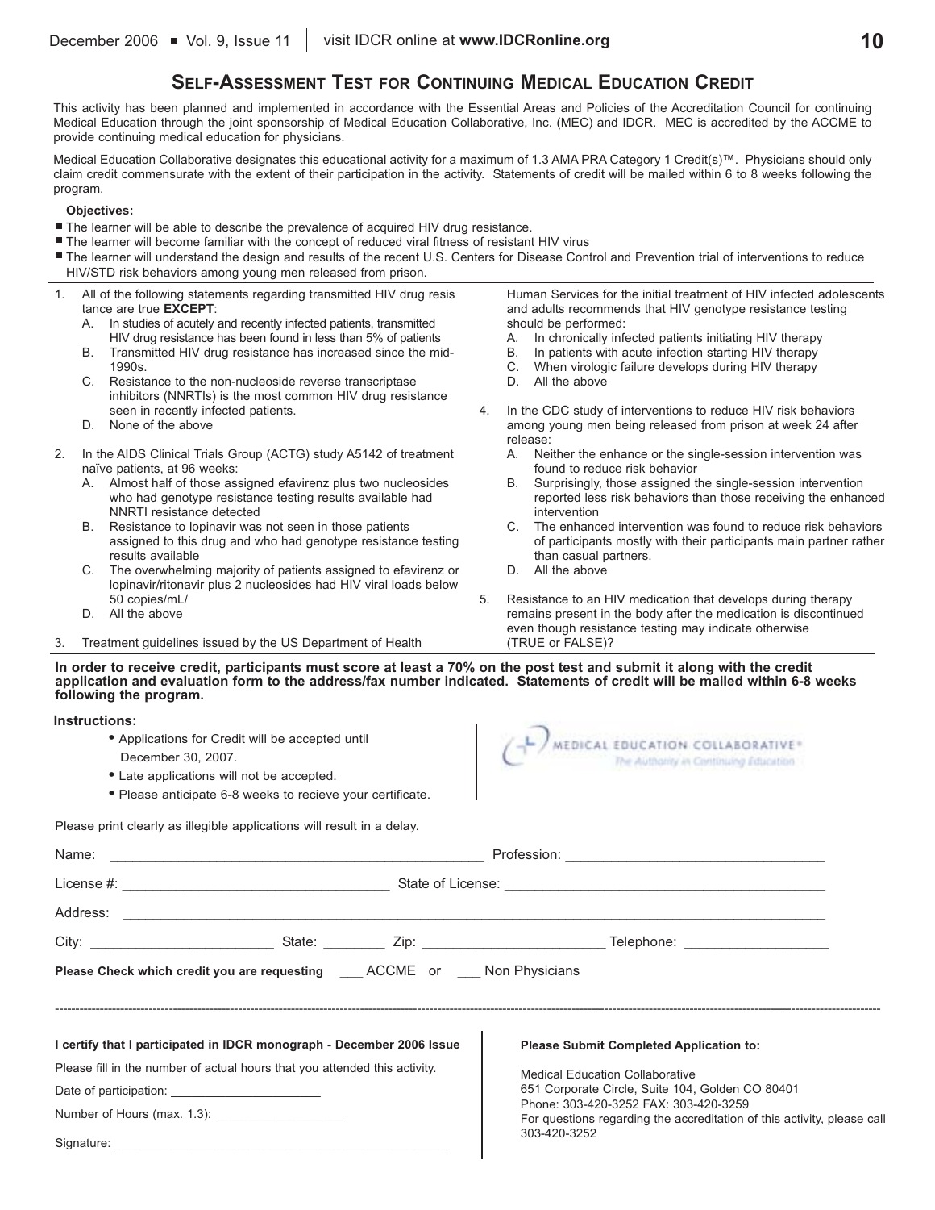## Self-Assessment Test for Continuing Medical Education Credit

This activity has been planned and implemented in accordance with the Essential Areas and Policies of the Accreditation Council for continuing Medical Education through the joint sponsorship of Medical Education Collaborative, Inc. (MEC) and IDCR. MEC is accredited by the ACCME to provide continuing medical education for physicians.

Medical Education Collaborative designates this educational activity for a maximum of 1.3 AMA PRA Category 1 Credit(s)™. Physicians should only claim credit commensurate with the extent of their participation in the activity. Statements of credit will be mailed within 6 to 8 weeks following the program.

**Objectives:**

- The learner will be able to describe the prevalence of acquired HIV drug resistance.
- The learner will become familiar with the concept of reduced viral fitness of resistant HIV virus
- The learner will understand the design and results of the recent U.S. Centers for Disease Control and Prevention trial of interventions to reduce HIV/STD risk behaviors among young men released from prison.

1. All of the following statements regarding transmitted HIV drug resis tance are true **EXCEPT**:
   A. In studies of acutely and recently infected patients, transmitted HIV drug resistance has been found in less than 5% of patients
   B. Transmitted HIV drug resistance has increased since the mid-1990s.
   C. Resistance to the non-nucleoside reverse transcriptase inhibitors (NNRTIs) is the most common HIV drug resistance seen in recently infected patients.
   D. None of the above

2. In the AIDS Clinical Trials Group (ACTG) study A5142 of treatment naïve patients, at 96 weeks:
   A. Almost half of those assigned efavirenz plus two nucleosides who had genotype resistance testing results available had NNRTI resistance detected
   B. Resistance to lopinavir was not seen in those patients assigned to this drug and who had genotype resistance testing results available
   C. The overwhelming majority of patients assigned to efavirenz or lopinavir/ritonavir plus 2 nucleosides had HIV viral loads below 50 copies/mL/
   D. All the above

3. Treatment guidelines issued by the US Department of Health Human Services for the initial treatment of HIV infected adolescents and adults recommends that HIV genotype resistance testing should be performed:
   A. In chronically infected patients initiating HIV therapy
   B. In patients with acute infection starting HIV therapy
   C. When virologic failure develops during HIV therapy
   D. All the above

4. In the CDC study of interventions to reduce HIV risk behaviors among young men being released from prison at week 24 after release:
   A. Neither the enhance or the single-session intervention was found to reduce risk behavior
   B. Surprisingly, those assigned the single-session intervention reported less risk behaviors than those receiving the enhanced intervention
   C. The enhanced intervention was found to reduce risk behaviors of participants mostly with their participants main partner rather than casual partners.
   D. All the above

5. Resistance to an HIV medication that develops during therapy remains present in the body after the medication is discontinued even though resistance testing may indicate otherwise (TRUE or FALSE)?

**In order to receive credit, participants must score at least a 70% on the post test and submit it along with the credit application and evaluation form to the address/fax number indicated. Statements of credit will be mailed within 6-8 weeks following the program.**

**Instructions:**

- Applications for Credit will be accepted until December 30, 2007.
- Late applications will not be accepted.
- Please anticipate 6-8 weeks to recieve your certificate.

MEDICAL EDUCATION COLLABORATIVE® *The Authority in Continuing Education*

Please print clearly as illegible applications will result in a delay.

Name: ______________________ Profession: ______________________

License #: ______________________ State of License: ______________________

Address: ____________________________________________

City: ____________ State: ________ Zip: ____________ Telephone: ____________

**Please Check which credit you are requesting** ___ ACCME or ___ Non Physicians

---

**I certify that I participated in IDCR monograph - December 2006 Issue**

Please fill in the number of actual hours that you attended this activity.

Date of participation: ______________________

Number of Hours (max. 1.3): ______________________

Signature: ____________________________________________

**Please Submit Completed Application to:**

Medical Education Collaborative
651 Corporate Circle, Suite 104, Golden CO 80401
Phone: 303-420-3252 FAX: 303-420-3259
For questions regarding the accreditation of this activity, please call 303-420-3252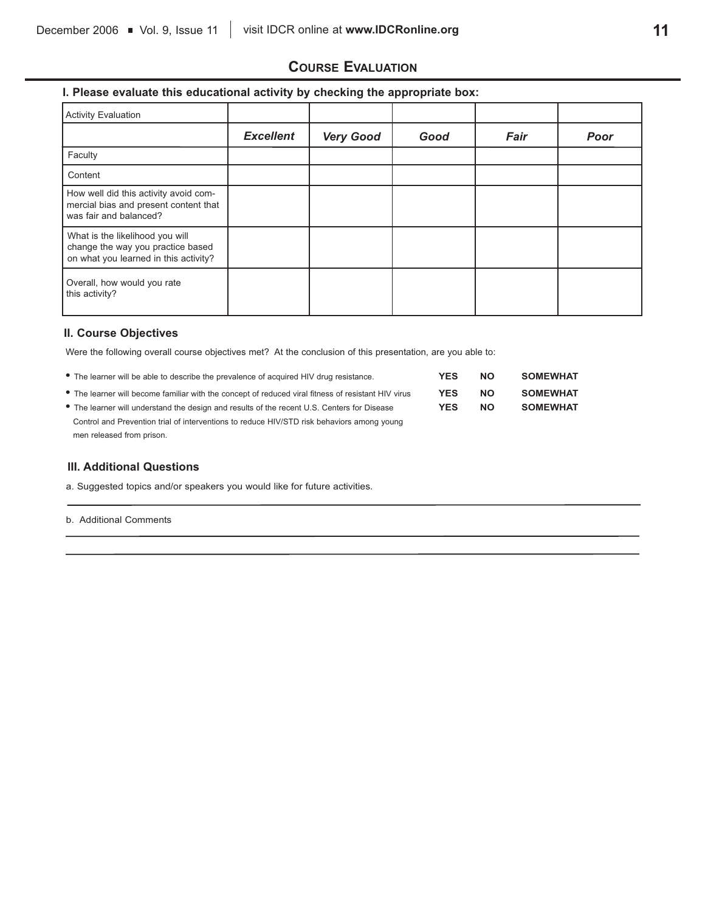# Course Evaluation

## I. Please evaluate this educational activity by checking the appropriate box:

| Activity Evaluation | | | | | |
|---|---|---|---|---|---|
| | ***Excellent*** | ***Very Good*** | ***Good*** | ***Fair*** | ***Poor*** |
| Faculty | | | | | |
| Content | | | | | |
| How well did this activity avoid commercial bias and present content that was fair and balanced? | | | | | |
| What is the likelihood you will change the way you practice based on what you learned in this activity? | | | | | |
| Overall, how would you rate this activity? | | | | | |

## II. Course Objectives

Were the following overall course objectives met? At the conclusion of this presentation, are you able to:

- The learner will be able to describe the prevalence of acquired HIV drug resistance. **YES NO SOMEWHAT**
- The learner will become familiar with the concept of reduced viral fitness of resistant HIV virus **YES NO SOMEWHAT**
- The learner will understand the design and results of the recent U.S. Centers for Disease Control and Prevention trial of interventions to reduce HIV/STD risk behaviors among young men released from prison. **YES NO SOMEWHAT**

## III. Additional Questions

a. Suggested topics and/or speakers you would like for future activities.

______________________________________________________________________

b. Additional Comments

______________________________________________________________________

______________________________________________________________________